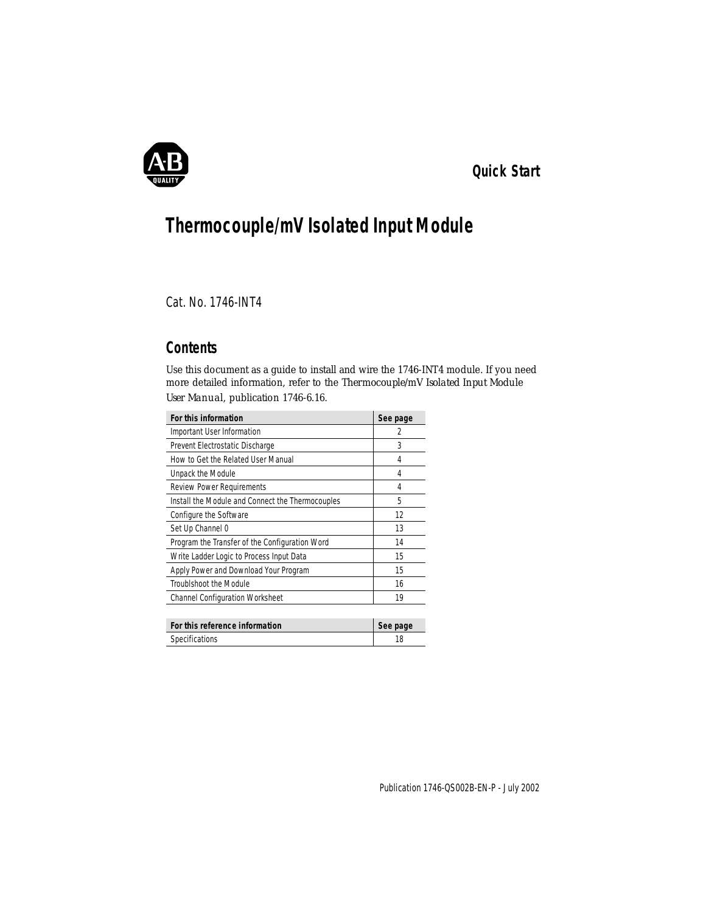**Quick Start**

# Thermocouple/mV Isolated Input Module

Cat. No. 1746-INT4

## Contents

Use this document as a guide to install and wire the 1746-INT4 module. If you need more detailed information, refer to the *Thermocouple/mV Isolated Input Module User Manual*, publication 1746-6.16.

| For this information | See page |
|---|---|
| Important User Information | 2 |
| Prevent Electrostatic Discharge | 3 |
| How to Get the Related User Manual | 4 |
| Unpack the Module | 4 |
| Review Power Requirements | 4 |
| Install the Module and Connect the Thermocouples | 5 |
| Configure the Software | 12 |
| Set Up Channel 0 | 13 |
| Program the Transfer of the Configuration Word | 14 |
| Write Ladder Logic to Process Input Data | 15 |
| Apply Power and Download Your Program | 15 |
| Troublshoot the Module | 16 |
| Channel Configuration Worksheet | 19 |

| For this reference information | See page |
|---|---|
| Specifications | 18 |

Publication 1746-QS002B-EN-P - July 2002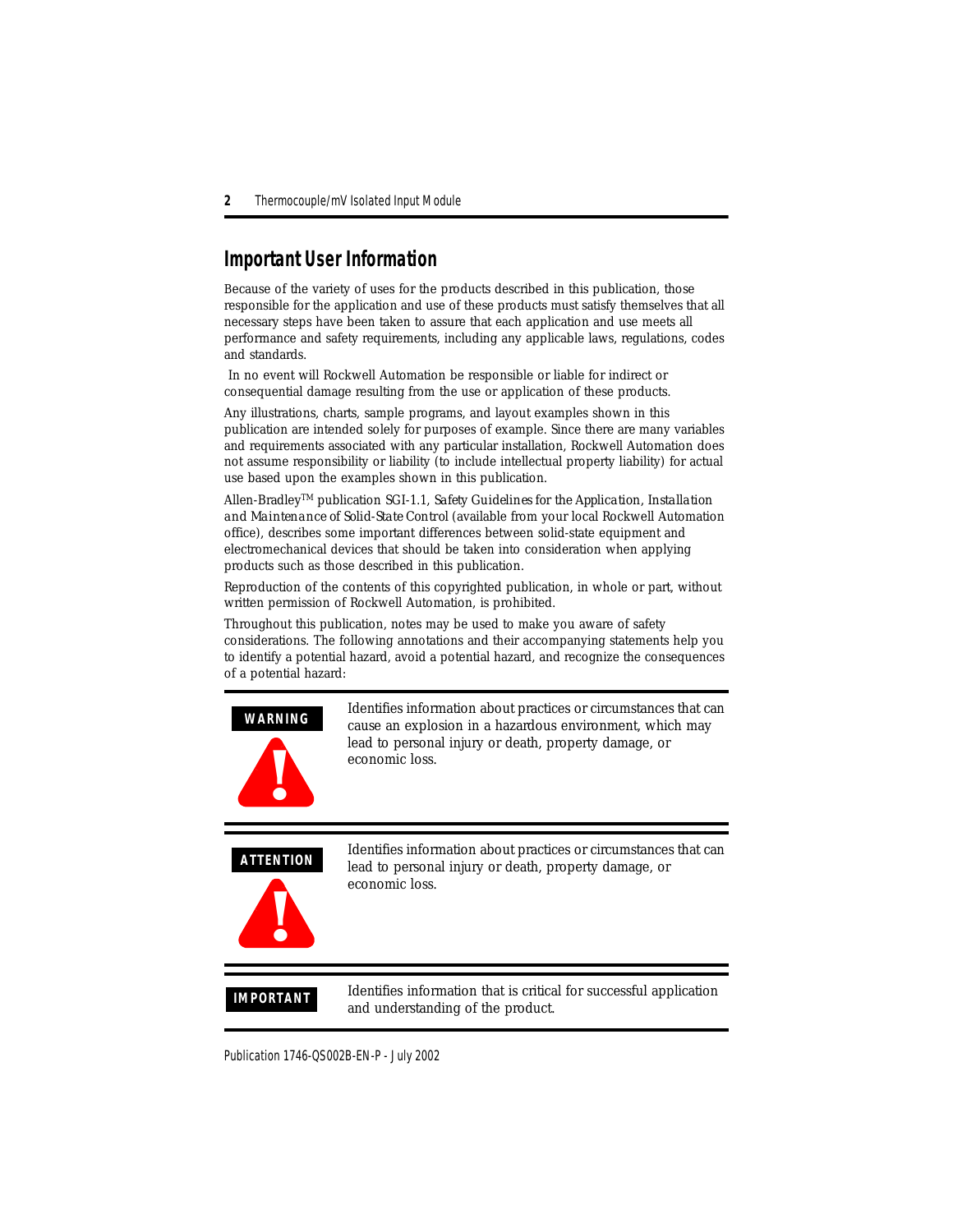## Important User Information

Because of the variety of uses for the products described in this publication, those responsible for the application and use of these products must satisfy themselves that all necessary steps have been taken to assure that each application and use meets all performance and safety requirements, including any applicable laws, regulations, codes and standards.

In no event will Rockwell Automation be responsible or liable for indirect or consequential damage resulting from the use or application of these products.

Any illustrations, charts, sample programs, and layout examples shown in this publication are intended solely for purposes of example. Since there are many variables and requirements associated with any particular installation, Rockwell Automation does not assume responsibility or liability (to include intellectual property liability) for actual use based upon the examples shown in this publication.

Allen-Bradley™ publication SGI-1.1, *Safety Guidelines for the Application, Installation and Maintenance of Solid-State Control* (available from your local Rockwell Automation office), describes some important differences between solid-state equipment and electromechanical devices that should be taken into consideration when applying products such as those described in this publication.

Reproduction of the contents of this copyrighted publication, in whole or part, without written permission of Rockwell Automation, is prohibited.

Throughout this publication, notes may be used to make you aware of safety considerations. The following annotations and their accompanying statements help you to identify a potential hazard, avoid a potential hazard, and recognize the consequences of a potential hazard:

**WARNING** — Identifies information about practices or circumstances that can cause an explosion in a hazardous environment, which may lead to personal injury or death, property damage, or economic loss.

**ATTENTION** — Identifies information about practices or circumstances that can lead to personal injury or death, property damage, or economic loss.

**IMPORTANT** — Identifies information that is critical for successful application and understanding of the product.

Publication 1746-QS002B-EN-P - July 2002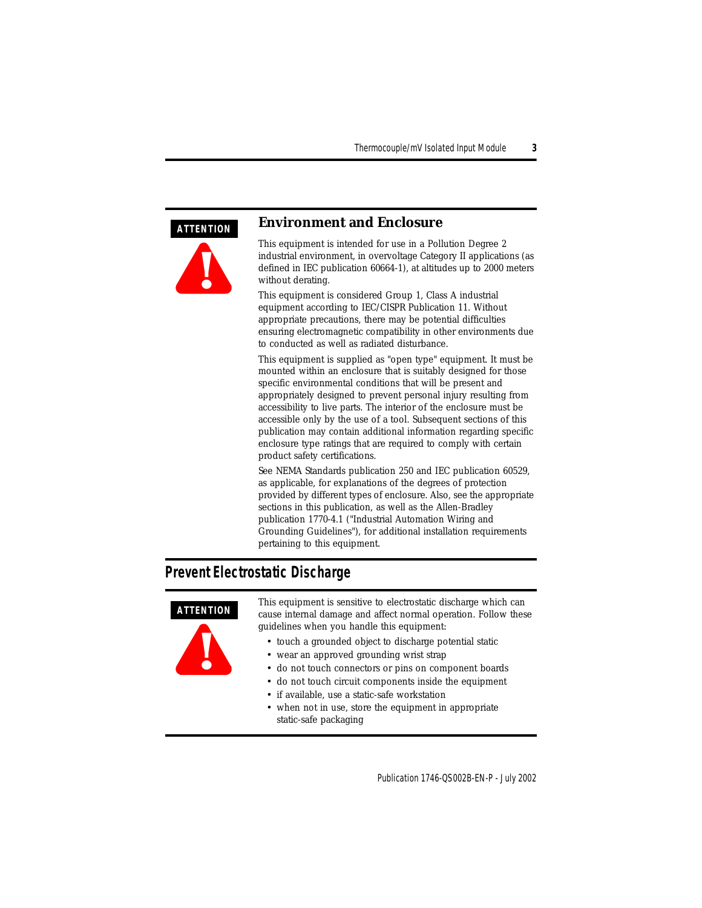**ATTENTION**

### Environment and Enclosure

This equipment is intended for use in a Pollution Degree 2 industrial environment, in overvoltage Category II applications (as defined in IEC publication 60664-1), at altitudes up to 2000 meters without derating.

This equipment is considered Group 1, Class A industrial equipment according to IEC/CISPR Publication 11. Without appropriate precautions, there may be potential difficulties ensuring electromagnetic compatibility in other environments due to conducted as well as radiated disturbance.

This equipment is supplied as "open type" equipment. It must be mounted within an enclosure that is suitably designed for those specific environmental conditions that will be present and appropriately designed to prevent personal injury resulting from accessibility to live parts. The interior of the enclosure must be accessible only by the use of a tool. Subsequent sections of this publication may contain additional information regarding specific enclosure type ratings that are required to comply with certain product safety certifications.

See NEMA Standards publication 250 and IEC publication 60529, as applicable, for explanations of the degrees of protection provided by different types of enclosure. Also, see the appropriate sections in this publication, as well as the Allen-Bradley publication 1770-4.1 ("Industrial Automation Wiring and Grounding Guidelines"), for additional installation requirements pertaining to this equipment.

## Prevent Electrostatic Discharge

**ATTENTION**

This equipment is sensitive to electrostatic discharge which can cause internal damage and affect normal operation. Follow these guidelines when you handle this equipment:

- touch a grounded object to discharge potential static
- wear an approved grounding wrist strap
- do not touch connectors or pins on component boards
- do not touch circuit components inside the equipment
- if available, use a static-safe workstation
- when not in use, store the equipment in appropriate static-safe packaging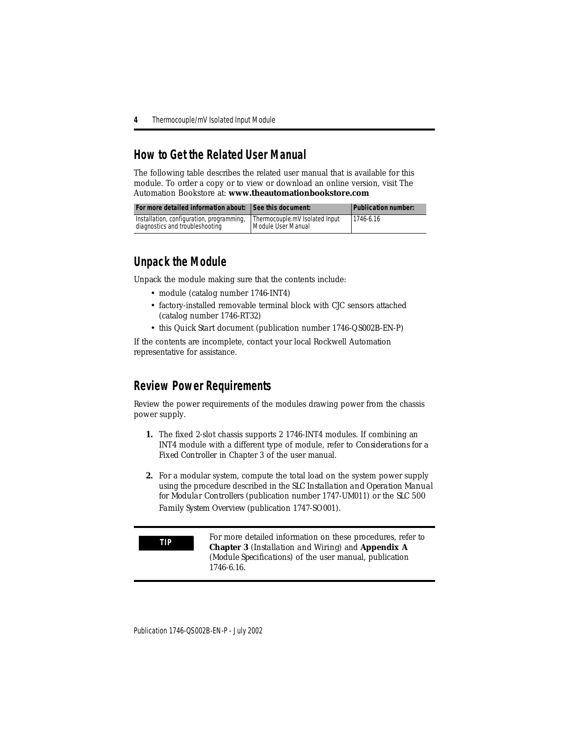## How to Get the Related User Manual

The following table describes the related user manual that is available for this module. To order a copy or to view or download an online version, visit The Automation Bookstore at: **www.theautomationbookstore.com**

| For more detailed information about: | See this document: | Publication number: |
|---|---|---|
| Installation, configuration, programming, diagnostics and troubleshooting | Thermocouple.mV Isolated Input Module User Manual | 1746-6.16 |

## Unpack the Module

Unpack the module making sure that the contents include:

- module (catalog number 1746-INT4)
- factory-installed removable terminal block with CJC sensors attached (catalog number 1746-RT32)
- this Quick Start document (publication number 1746-QS002B-EN-P)

If the contents are incomplete, contact your local Rockwell Automation representative for assistance.

## Review Power Requirements

Review the power requirements of the modules drawing power from the chassis power supply.

1. The fixed 2-slot chassis supports 2 1746-INT4 modules. If combining an INT4 module with a different type of module, refer to *Considerations for a Fixed Controller* in Chapter 3 of the user manual.

2. For a modular system, compute the total load on the system power supply using the procedure described in the *SLC Installation and Operation Manual for Modular Controllers* (publication number 1747-UM011) or the *SLC 500 Family System Overview* (publication 1747-SO001).

**TIP** For more detailed information on these procedures, refer to **Chapter 3** (*Installation and Wiring*) and **Appendix A** (*Module Specifications*) of the user manual, publication 1746-6.16.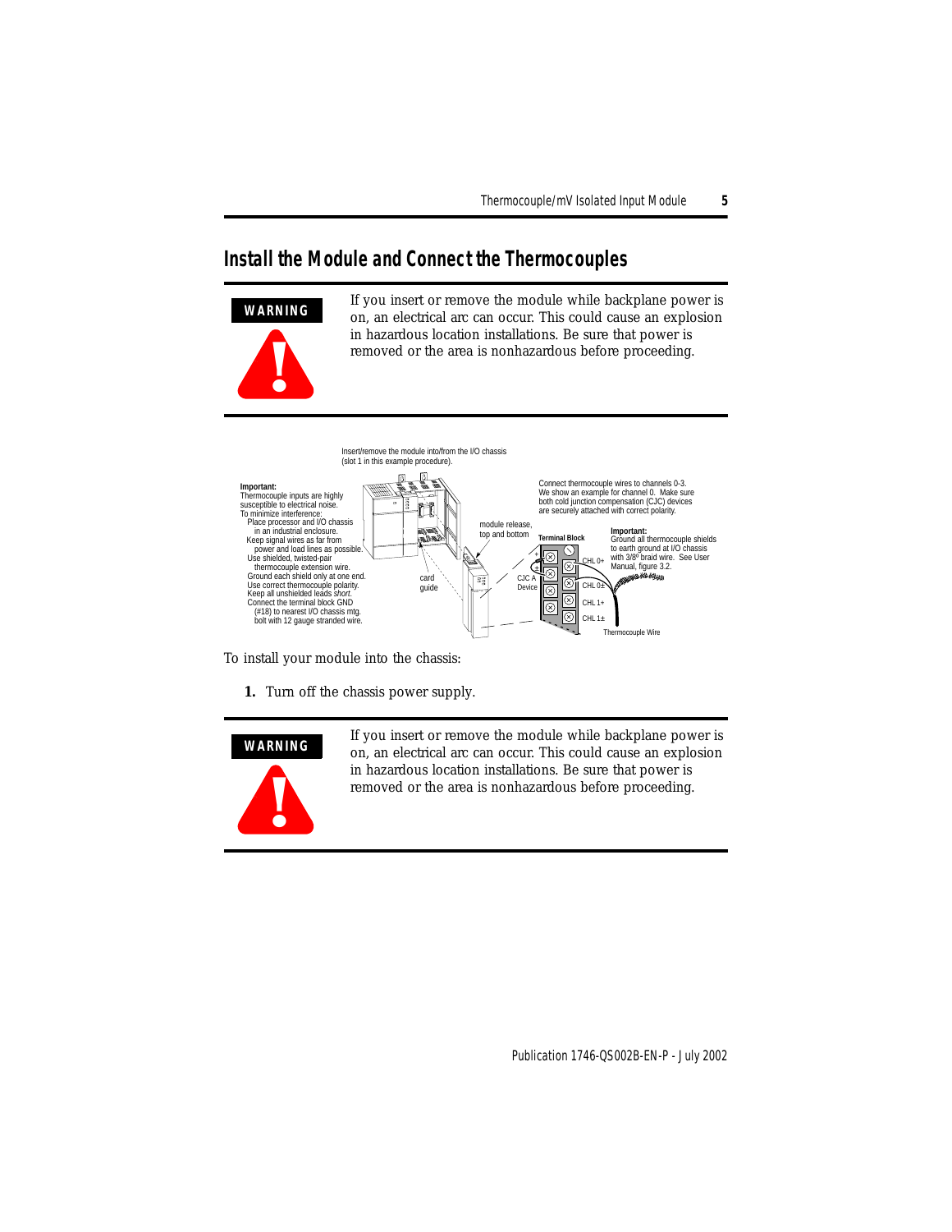## Install the Module and Connect the Thermocouples

**WARNING**

If you insert or remove the module while backplane power is on, an electrical arc can occur. This could cause an explosion in hazardous location installations. Be sure that power is removed or the area is nonhazardous before proceeding.

Insert/remove the module into/from the I/O chassis (slot 1 in this example procedure).

**Important:**
Thermocouple inputs are highly susceptible to electrical noise.
To minimize interference:
- Place processor and I/O chassis in an industrial enclosure.
- Keep signal wires as far from power and load lines as possible.
- Use shielded, twisted-pair thermocouple extension wire.
- Ground each shield only at one end.
- Use correct thermocouple polarity.
- Keep all unshielded leads *short*.
- Connect the terminal block GND (#18) to nearest I/O chassis mtg. bolt with 12 gauge stranded wire.

module release, top and bottom

card guide

Connect thermocouple wires to channels 0-3. We show an example for channel 0. Make sure both cold junction compensation (CJC) devices are securely attached with correct polarity.

Terminal Block

CJC A Device

CHL 0+

CHL 0±

CHL 1+

CHL 1±

**Important:**
Ground all thermocouple shields to earth ground at I/O chassis with 3/8" braid wire. See User Manual, figure 3.2.

Thermocouple Wire

To install your module into the chassis:

1. Turn off the chassis power supply.

**WARNING**

If you insert or remove the module while backplane power is on, an electrical arc can occur. This could cause an explosion in hazardous location installations. Be sure that power is removed or the area is nonhazardous before proceeding.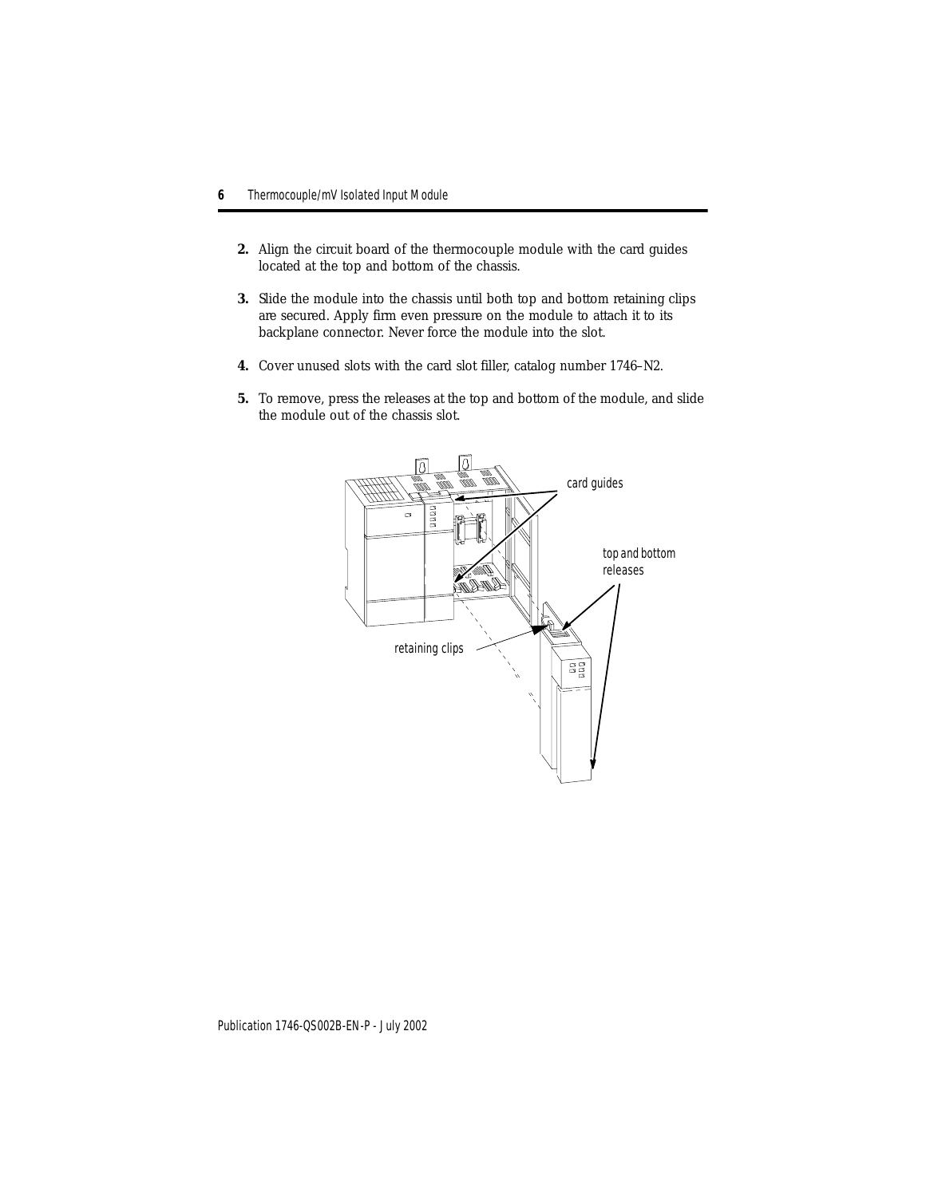2. Align the circuit board of the thermocouple module with the card guides located at the top and bottom of the chassis.

3. Slide the module into the chassis until both top and bottom retaining clips are secured. Apply firm even pressure on the module to attach it to its backplane connector. Never force the module into the slot.

4. Cover unused slots with the card slot filler, catalog number 1746–N2.

5. To remove, press the releases at the top and bottom of the module, and slide the module out of the chassis slot.

card guides

top and bottom releases

retaining clips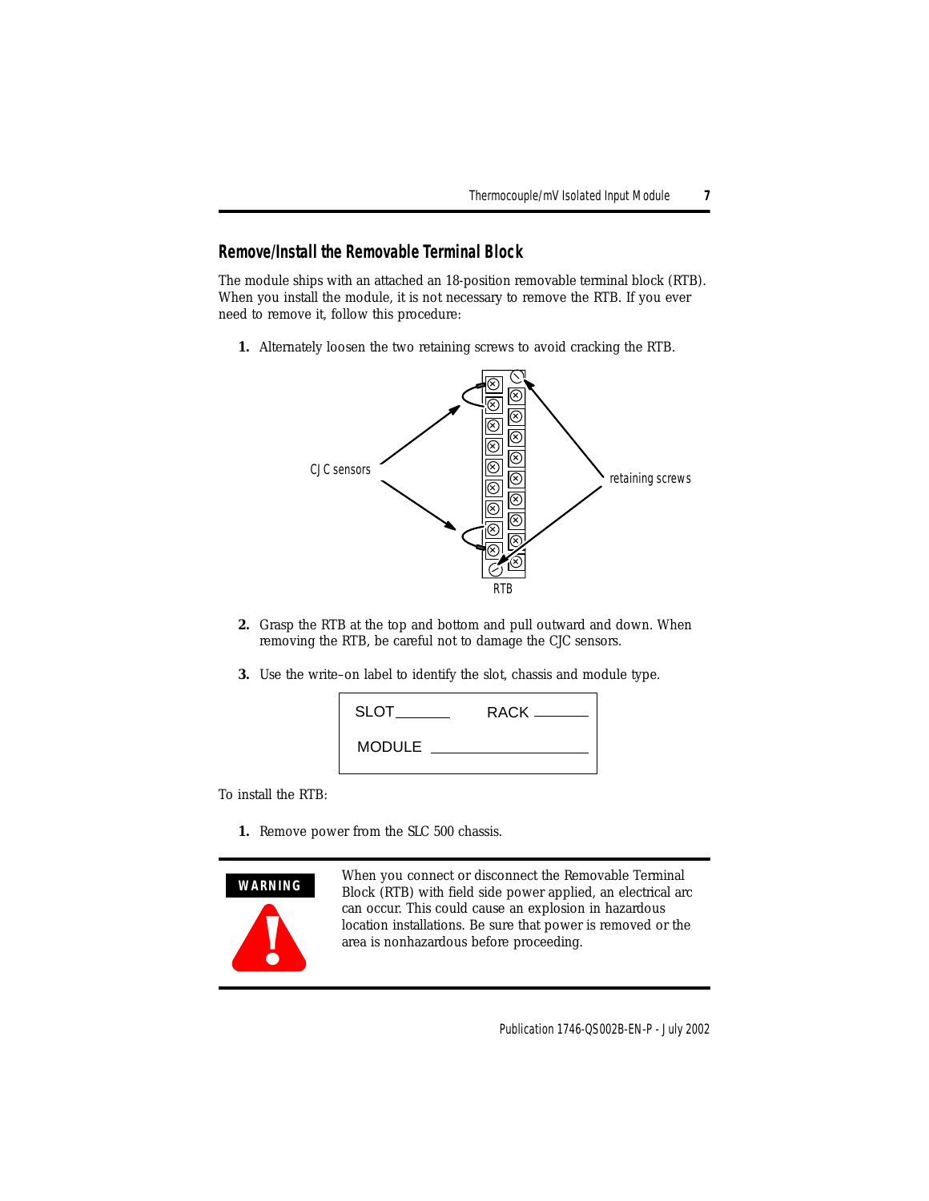## Remove/Install the Removable Terminal Block

The module ships with an attached an 18-position removable terminal block (RTB). When you install the module, it is not necessary to remove the RTB. If you ever need to remove it, follow this procedure:

1. Alternately loosen the two retaining screws to avoid cracking the RTB.

CJC sensors

retaining screws

RTB

2. Grasp the RTB at the top and bottom and pull outward and down. When removing the RTB, be careful not to damage the CJC sensors.

3. Use the write–on label to identify the slot, chassis and module type.

SLOT_______ RACK _______

MODULE ___________________

To install the RTB:

1. Remove power from the SLC 500 chassis.

**WARNING**

When you connect or disconnect the Removable Terminal Block (RTB) with field side power applied, an electrical arc can occur. This could cause an explosion in hazardous location installations. Be sure that power is removed or the area is nonhazardous before proceeding.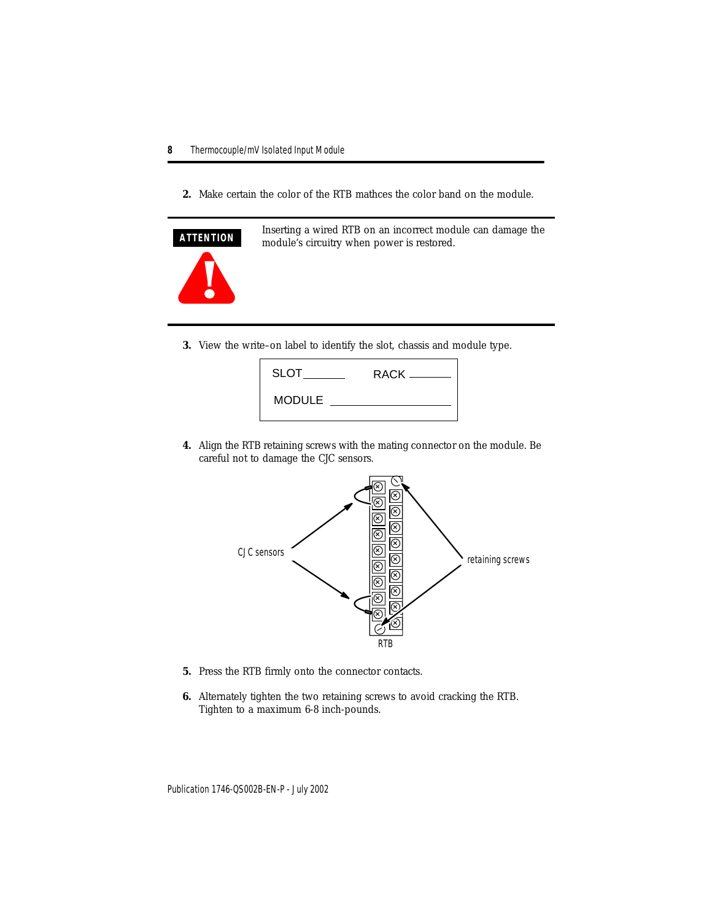2. Make certain the color of the RTB mathces the color band on the module.

**ATTENTION**

Inserting a wired RTB on an incorrect module can damage the module's circuitry when power is restored.

3. View the write–on label to identify the slot, chassis and module type.

SLOT _______ RACK _______

MODULE ___________________

4. Align the RTB retaining screws with the mating connector on the module. Be careful not to damage the CJC sensors.

CJC sensors

retaining screws

RTB

5. Press the RTB firmly onto the connector contacts.

6. Alternately tighten the two retaining screws to avoid cracking the RTB. Tighten to a maximum 6-8 inch-pounds.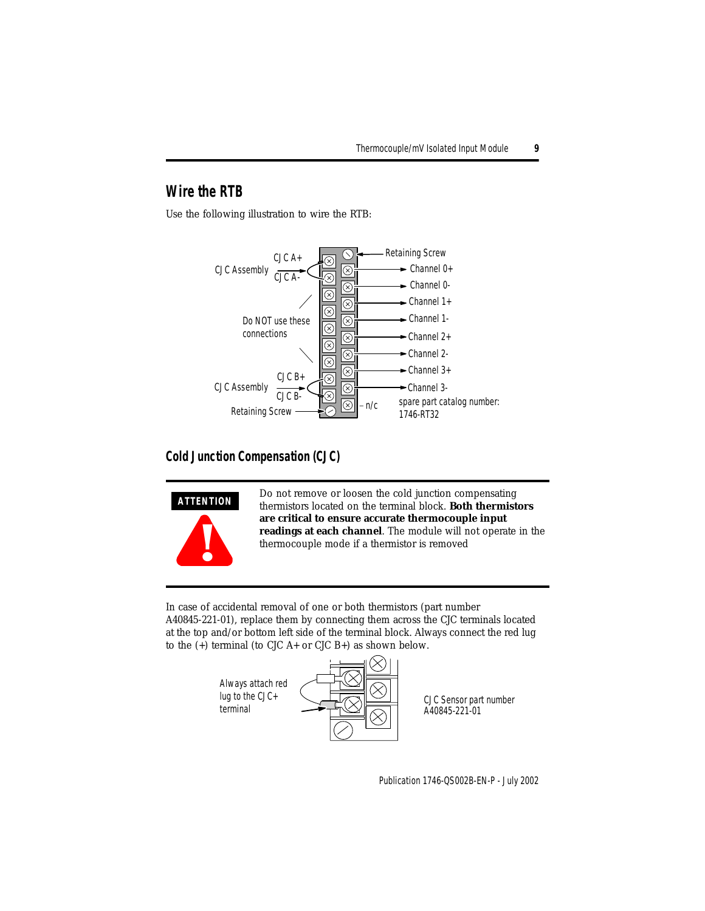## Wire the RTB

Use the following illustration to wire the RTB:

CJC Assembly — CJC A+, CJC A-

Do NOT use these connections

CJC Assembly — CJC B+, CJC B-

Retaining Screw

Retaining Screw

Channel 0+
Channel 0-
Channel 1+
Channel 1-
Channel 2+
Channel 2-
Channel 3+
Channel 3-

n/c

spare part catalog number: 1746-RT32

## Cold Junction Compensation (CJC)

**ATTENTION**

Do not remove or loosen the cold junction compensating thermistors located on the terminal block. **Both thermistors are critical to ensure accurate thermocouple input readings at each channel**. The module will not operate in the thermocouple mode if a thermistor is removed

In case of accidental removal of one or both thermistors (part number A40845-221-01), replace them by connecting them across the CJC terminals located at the top and/or bottom left side of the terminal block. Always connect the red lug to the (+) terminal (to CJC A+ or CJC B+) as shown below.

Always attach red lug to the CJC+ terminal

CJC Sensor part number A40845-221-01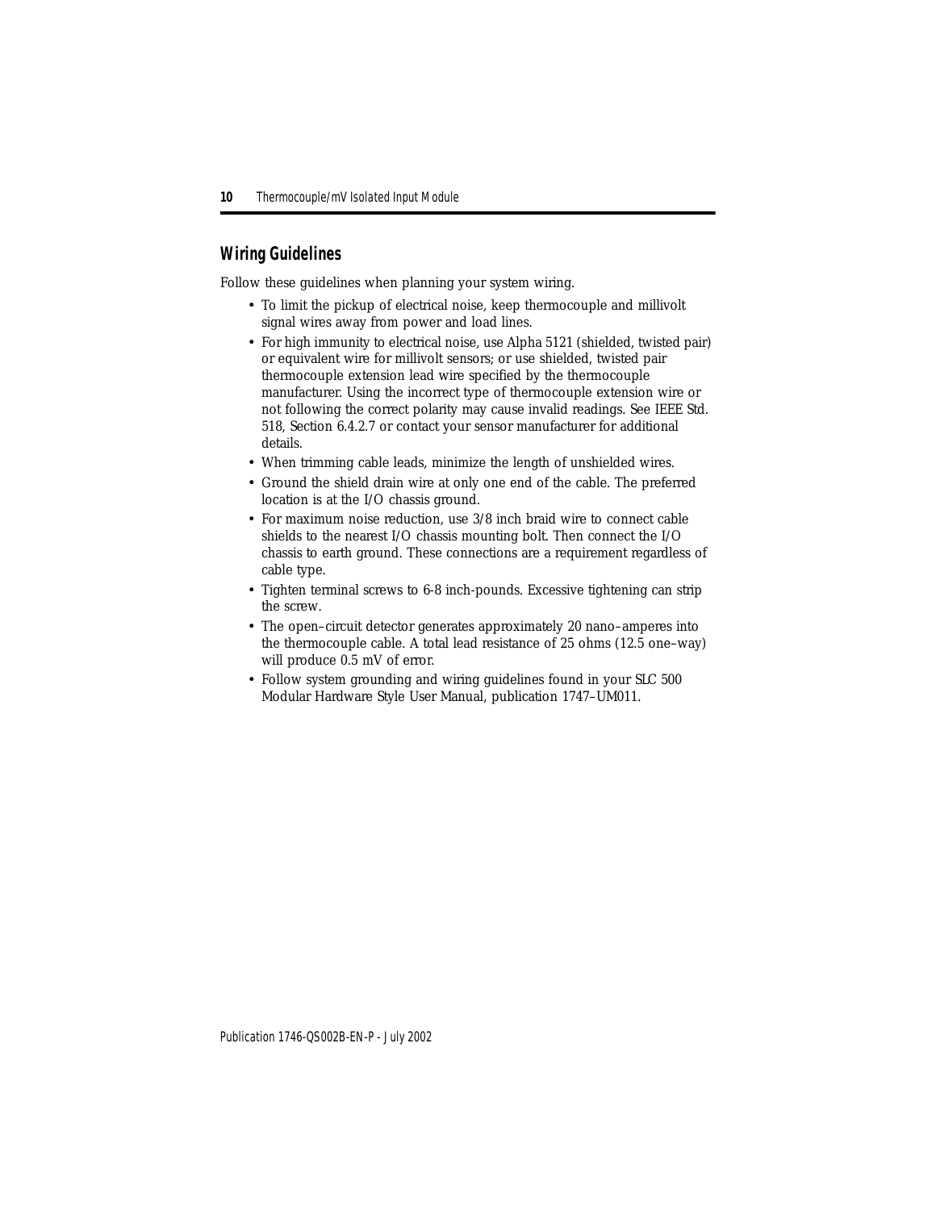## Wiring Guidelines

Follow these guidelines when planning your system wiring.

- To limit the pickup of electrical noise, keep thermocouple and millivolt signal wires away from power and load lines.
- For high immunity to electrical noise, use Alpha 5121 (shielded, twisted pair) or equivalent wire for millivolt sensors; or use shielded, twisted pair thermocouple extension lead wire specified by the thermocouple manufacturer. Using the incorrect type of thermocouple extension wire or not following the correct polarity may cause invalid readings. See IEEE Std. 518, Section 6.4.2.7 or contact your sensor manufacturer for additional details.
- When trimming cable leads, minimize the length of unshielded wires.
- Ground the shield drain wire at only one end of the cable. The preferred location is at the I/O chassis ground.
- For maximum noise reduction, use 3/8 inch braid wire to connect cable shields to the nearest I/O chassis mounting bolt. Then connect the I/O chassis to earth ground. These connections are a requirement regardless of cable type.
- Tighten terminal screws to 6-8 inch-pounds. Excessive tightening can strip the screw.
- The open–circuit detector generates approximately 20 nano–amperes into the thermocouple cable. A total lead resistance of 25 ohms (12.5 one–way) will produce 0.5 mV of error.
- Follow system grounding and wiring guidelines found in your SLC 500 Modular Hardware Style User Manual, publication 1747–UM011.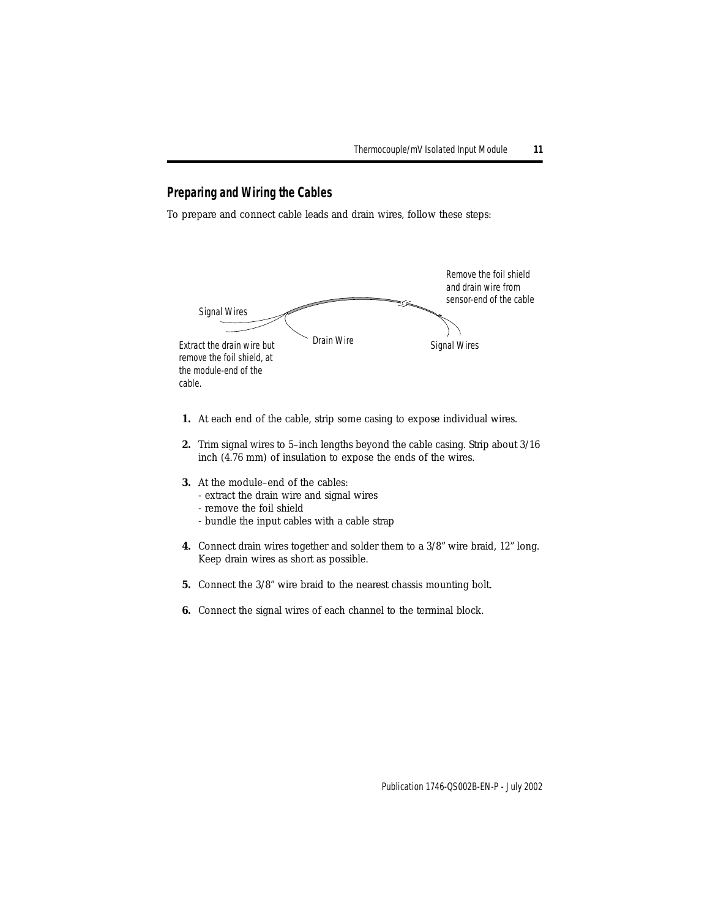## Preparing and Wiring the Cables

To prepare and connect cable leads and drain wires, follow these steps:

Signal Wires

Extract the drain wire but remove the foil shield, at the module-end of the cable.

Drain Wire

Remove the foil shield and drain wire from sensor-end of the cable

Signal Wires

1. At each end of the cable, strip some casing to expose individual wires.
2. Trim signal wires to 5–inch lengths beyond the cable casing. Strip about 3/16 inch (4.76 mm) of insulation to expose the ends of the wires.
3. At the module–end of the cables:
   - extract the drain wire and signal wires
   - remove the foil shield
   - bundle the input cables with a cable strap
4. Connect drain wires together and solder them to a 3/8" wire braid, 12" long. Keep drain wires as short as possible.
5. Connect the 3/8" wire braid to the nearest chassis mounting bolt.
6. Connect the signal wires of each channel to the terminal block.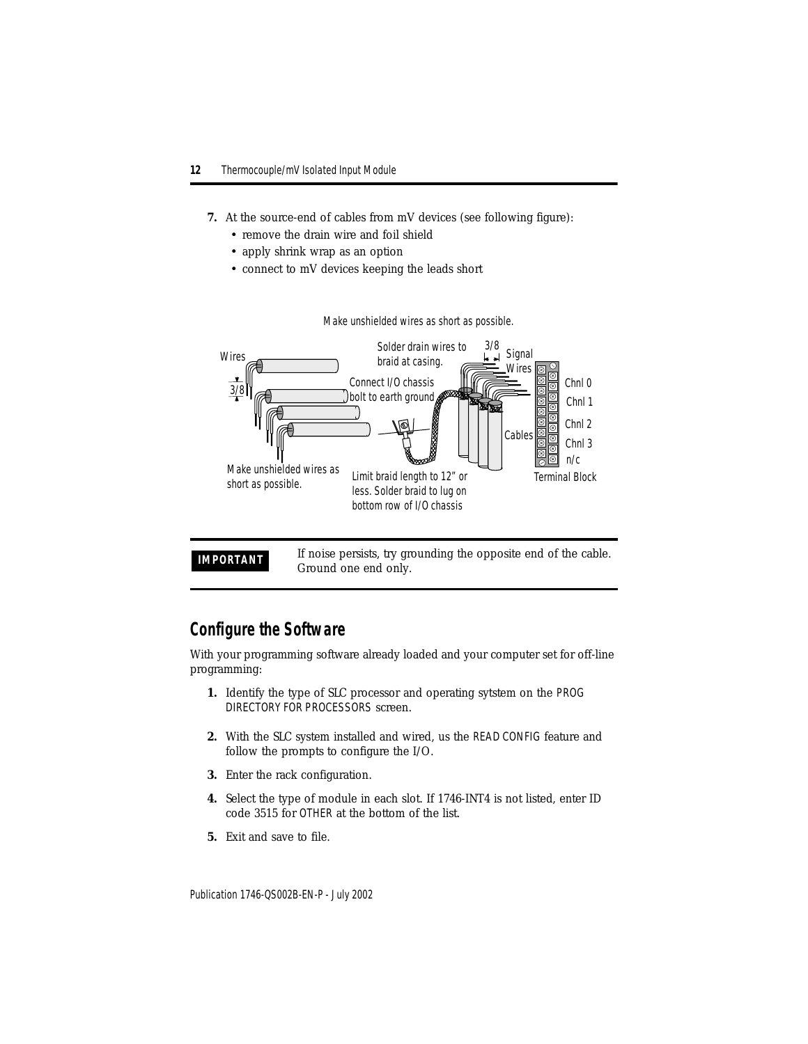7. At the source-end of cables from mV devices (see following figure):
   - remove the drain wire and foil shield
   - apply shrink wrap as an option
   - connect to mV devices keeping the leads short

Make unshielded wires as short as possible.

Wires

3/8

Make unshielded wires as short as possible.

Solder drain wires to braid at casing.

Connect I/O chassis bolt to earth ground

Limit braid length to 12" or less. Solder braid to lug on bottom row of I/O chassis

3/8

Signal Wires

Cables

Chnl 0

Chnl 1

Chnl 2

Chnl 3

n/c

Terminal Block

**IMPORTANT** If noise persists, try grounding the opposite end of the cable. Ground one end only.

## Configure the Software

With your programming software already loaded and your computer set for off-line programming:

1. Identify the type of SLC processor and operating sytstem on the PROG DIRECTORY FOR PROCESSORS screen.
2. With the SLC system installed and wired, us the READ CONFIG feature and follow the prompts to configure the I/O.
3. Enter the rack configuration.
4. Select the type of module in each slot. If 1746-INT4 is not listed, enter ID code 3515 for OTHER at the bottom of the list.
5. Exit and save to file.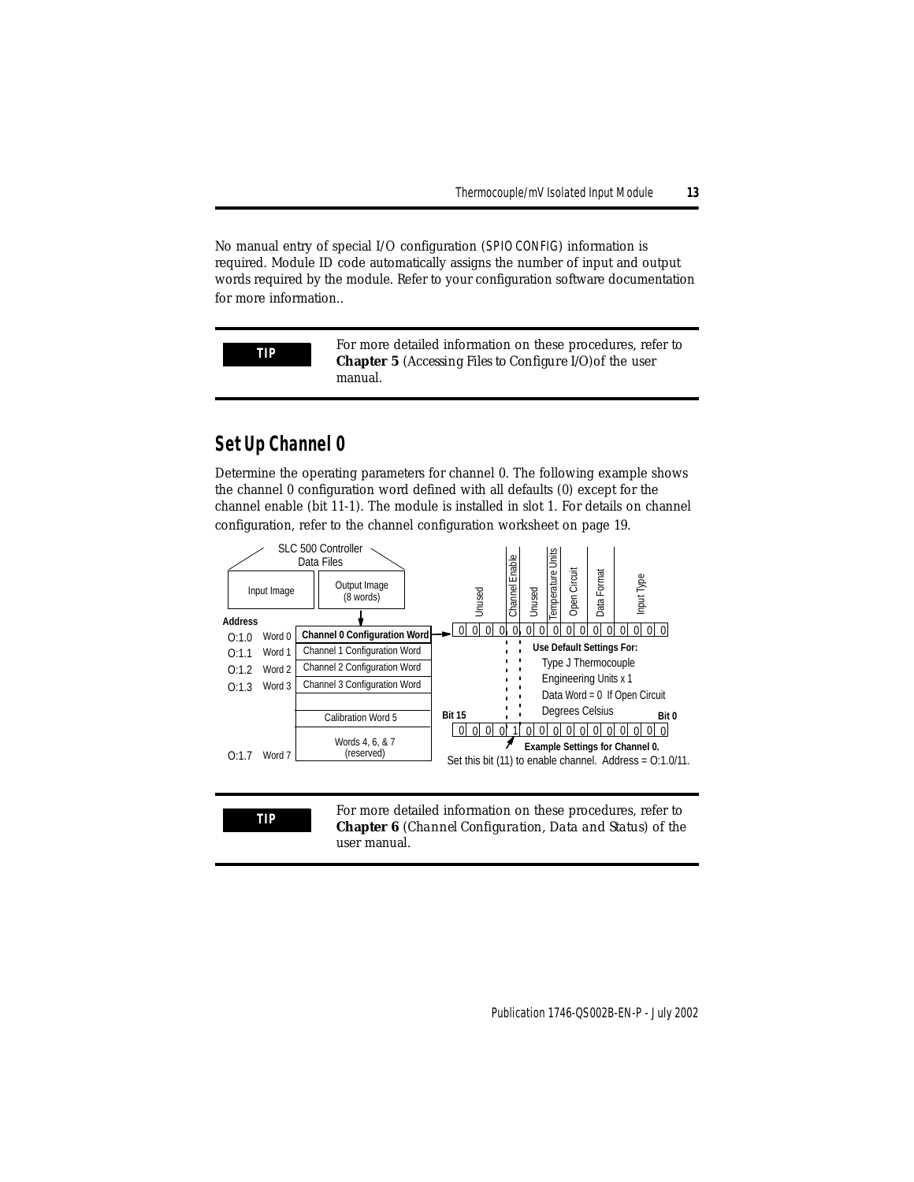No manual entry of special I/O configuration (SPIO CONFIG) information is required. Module ID code automatically assigns the number of input and output words required by the module. Refer to your configuration software documentation for more information..

| TIP | For more detailed information on these procedures, refer to **Chapter 5** (*Accessing Files to Configure I/O*)of the user manual. |
|---|---|

## Set Up Channel 0

Determine the operating parameters for channel 0. The following example shows the channel 0 configuration word defined with all defaults (0) except for the channel enable (bit 11-1). The module is installed in slot 1. For details on channel configuration, refer to the channel configuration worksheet on page 19.

SLC 500 Controller Data Files

Input Image | Output Image (8 words)

| Address | Word | Output Image |
|---|---|---|
| O:1.0 | Word 0 | **Channel 0 Configuration Word** |
| O:1.1 | Word 1 | Channel 1 Configuration Word |
| O:1.2 | Word 2 | Channel 2 Configuration Word |
| O:1.3 | Word 3 | Channel 3 Configuration Word |
| | | |
| | | Calibration Word 5 |
| O:1.7 | Word 7 | Words 4, 6, & 7 (reserved) |

Bit fields: Unused, Channel Enable, Unused, Temperature Units, Open Circuit, Data Format, Input Type

0 0 0 0 0 0 0 0 0 0 0 0 0 0 0 0

**Use Default Settings For:**
Type J Thermocouple
Engineering Units x 1
Data Word = 0 If Open Circuit
Degrees Celsius

**Bit 15** ... **Bit 0**

0 0 0 0 1 0 0 0 0 0 0 0 0 0 0 0

**Example Settings for Channel 0.**
Set this bit (11) to enable channel. Address = O:1.0/11.

| TIP | For more detailed information on these procedures, refer to **Chapter 6** (*Channel Configuration, Data and Status*) of the user manual. |
|---|---|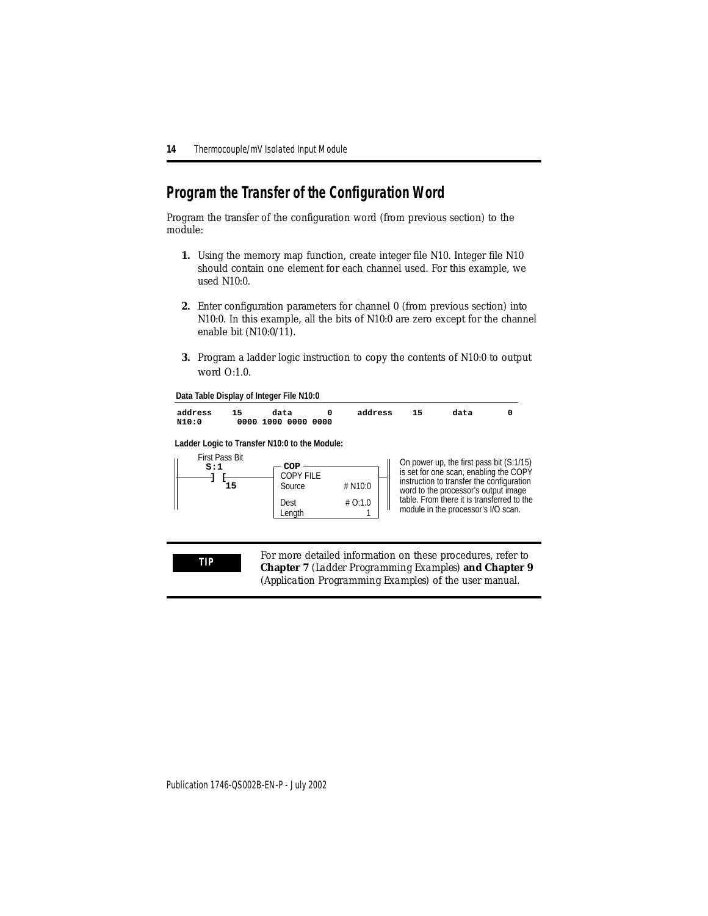## Program the Transfer of the Configuration Word

Program the transfer of the configuration word (from previous section) to the module:

1. Using the memory map function, create integer file N10. Integer file N10 should contain one element for each channel used. For this example, we used N10:0.

2. Enter configuration parameters for channel 0 (from previous section) into N10:0. In this example, all the bits of N10:0 are zero except for the channel enable bit (N10:0/11).

3. Program a ladder logic instruction to copy the contents of N10:0 to output word O:1.0.

**Data Table Display of Integer File N10:0**

```
address    15     data      0     address    15      data       0
N10:0       0000 1000 0000 0000
```

**Ladder Logic to Transfer N10:0 to the Module:**

```
   First Pass Bit
     S:1                 COP
 ----] [----------+   COPY FILE
      15          |   Source      # N10:0
                  |   Dest        # O:1.0
                  |   Length           1
```

On power up, the first pass bit (S:1/15) is set for one scan, enabling the COPY instruction to transfer the configuration word to the processor's output image table. From there it is transferred to the module in the processor's I/O scan.

| **TIP** | For more detailed information on these procedures, refer to **Chapter 7** (*Ladder Programming Examples*) **and Chapter 9** (*Application Programming Examples*) of the user manual. |
|---|---|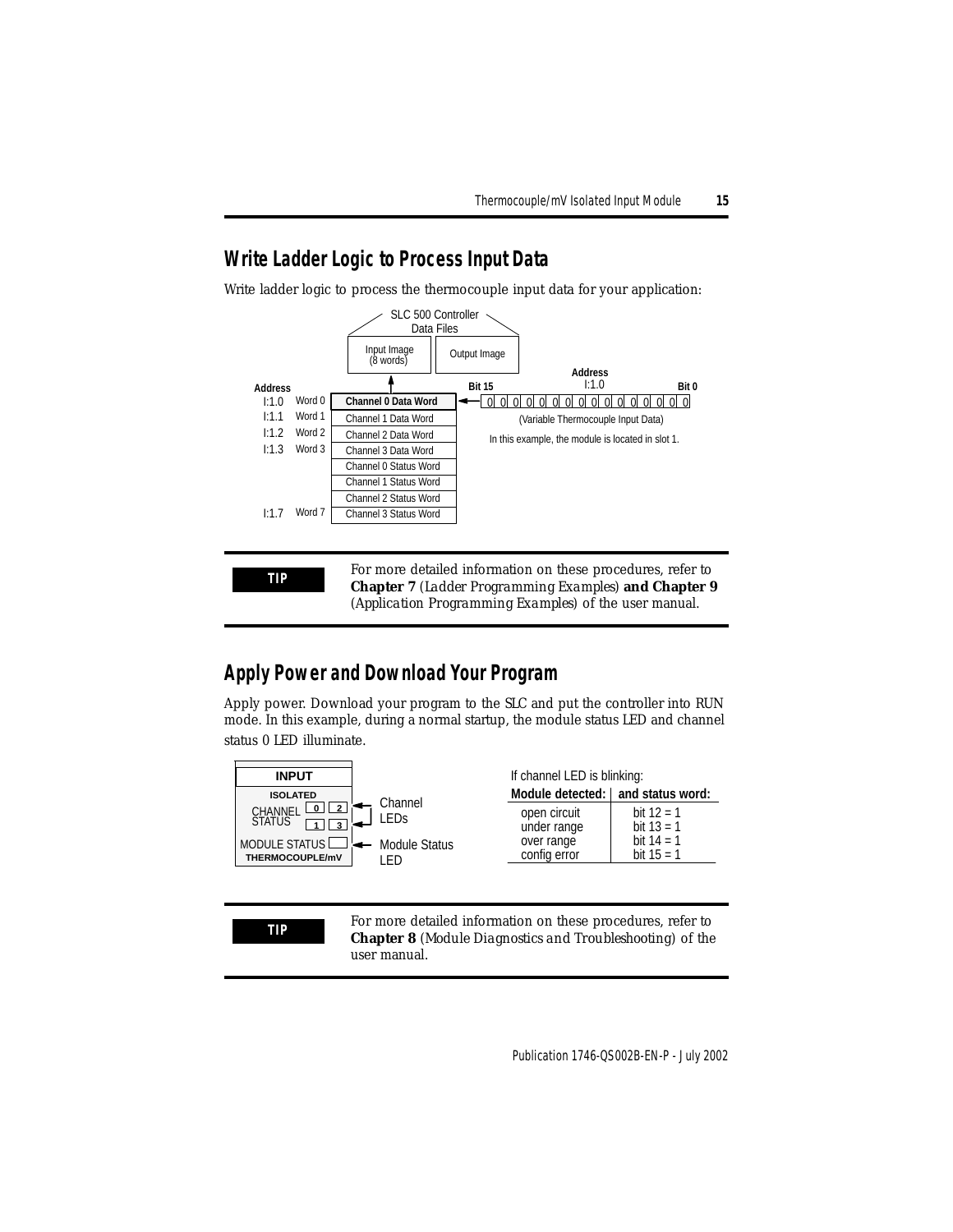## Write Ladder Logic to Process Input Data

Write ladder logic to process the thermocouple input data for your application:

SLC 500 Controller Data Files

Input Image (8 words) | Output Image

| Address | Word | Input Image |
|---|---|---|
| I:1.0 | Word 0 | **Channel 0 Data Word** |
| I:1.1 | Word 1 | Channel 1 Data Word |
| I:1.2 | Word 2 | Channel 2 Data Word |
| I:1.3 | Word 3 | Channel 3 Data Word |
| | | Channel 0 Status Word |
| | | Channel 1 Status Word |
| | | Channel 2 Status Word |
| I:1.7 | Word 7 | Channel 3 Status Word |

**Address** I:1.0

**Bit 15** 0 0 0 0 0 0 0 0 0 0 0 0 0 0 0 0 **Bit 0**

(Variable Thermocouple Input Data)

In this example, the module is located in slot 1.

> **TIP** For more detailed information on these procedures, refer to **Chapter 7** *(Ladder Programming Examples)* **and Chapter 9** *(Application Programming Examples)* of the user manual.

## Apply Power and Download Your Program

Apply power. Download your program to the SLC and put the controller into RUN mode. In this example, during a normal startup, the module status LED and channel status 0 LED illuminate.

INPUT
ISOLATED
CHANNEL STATUS 0 2 1 3 — Channel LEDs
MODULE STATUS — Module Status LED
THERMOCOUPLE/mV

If channel LED is blinking:

| Module detected: | and status word: |
|---|---|
| open circuit | bit 12 = 1 |
| under range | bit 13 = 1 |
| over range | bit 14 = 1 |
| config error | bit 15 = 1 |

> **TIP** For more detailed information on these procedures, refer to **Chapter 8** *(Module Diagnostics and Troubleshooting)* of the user manual.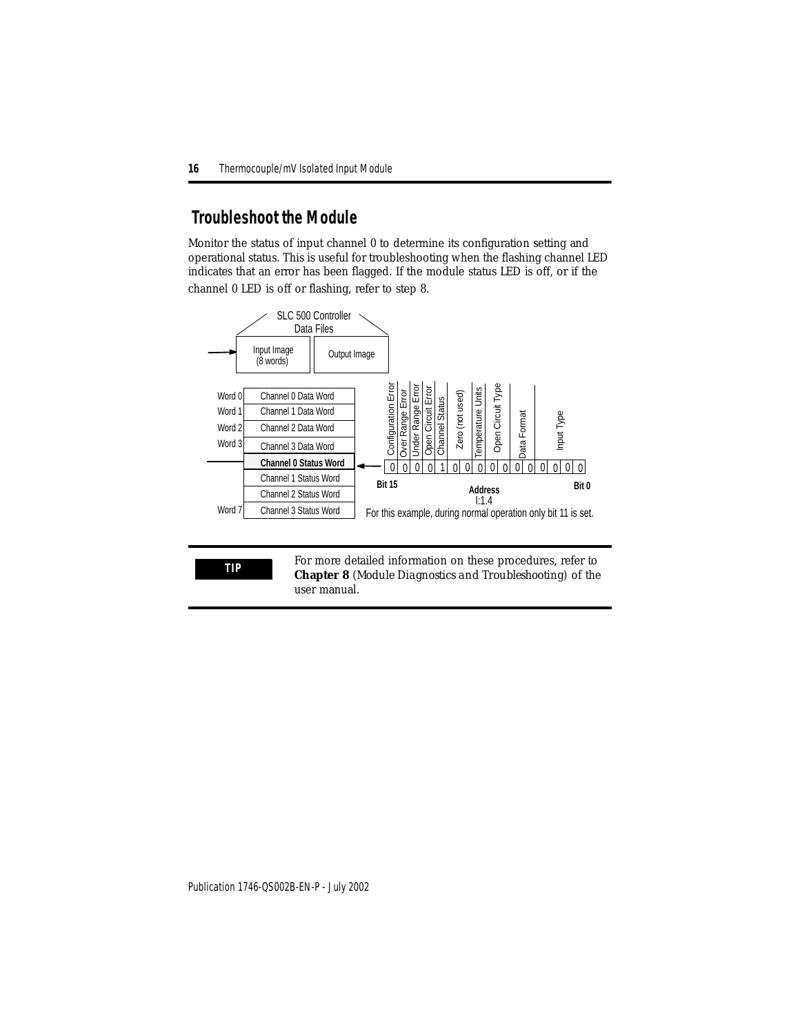## Troubleshoot the Module

Monitor the status of input channel 0 to determine its configuration setting and operational status. This is useful for troubleshooting when the flashing channel LED indicates that an error has been flagged. If the module status LED is off, or if the channel 0 LED is off or flashing, refer to step 8.

SLC 500 Controller Data Files

| Input Image (8 words) | Output Image |
|---|---|

| Word | Content |
|---|---|
| Word 0 | Channel 0 Data Word |
| Word 1 | Channel 1 Data Word |
| Word 2 | Channel 2 Data Word |
| Word 3 | Channel 3 Data Word |
| | **Channel 0 Status Word** |
| | Channel 1 Status Word |
| | Channel 2 Status Word |
| Word 7 | Channel 3 Status Word |

Channel 0 Status Word, Address I:1.4:

| Bit 15 | 14 | 13 | 12 | 11 | 10 | 9 | 8 | 7 | 6 | 5 | 4 | 3 | 2 | 1 | Bit 0 |
|---|---|---|---|---|---|---|---|---|---|---|---|---|---|---|---|
| Configuration Error | Over Range Error | Under Range Error | Open Circuit Error | Channel Status | Zero (not used) | | Temperature Units | Open Circuit Type | | Data Format | | Input Type | | | |
| 0 | 0 | 0 | 0 | 1 | 0 | 0 | 0 | 0 | 0 | 0 | 0 | 0 | 0 | 0 | 0 |

For this example, during normal operation only bit 11 is set.

| **TIP** | For more detailed information on these procedures, refer to **Chapter 8** (*Module Diagnostics and Troubleshooting*) of the user manual. |
|---|---|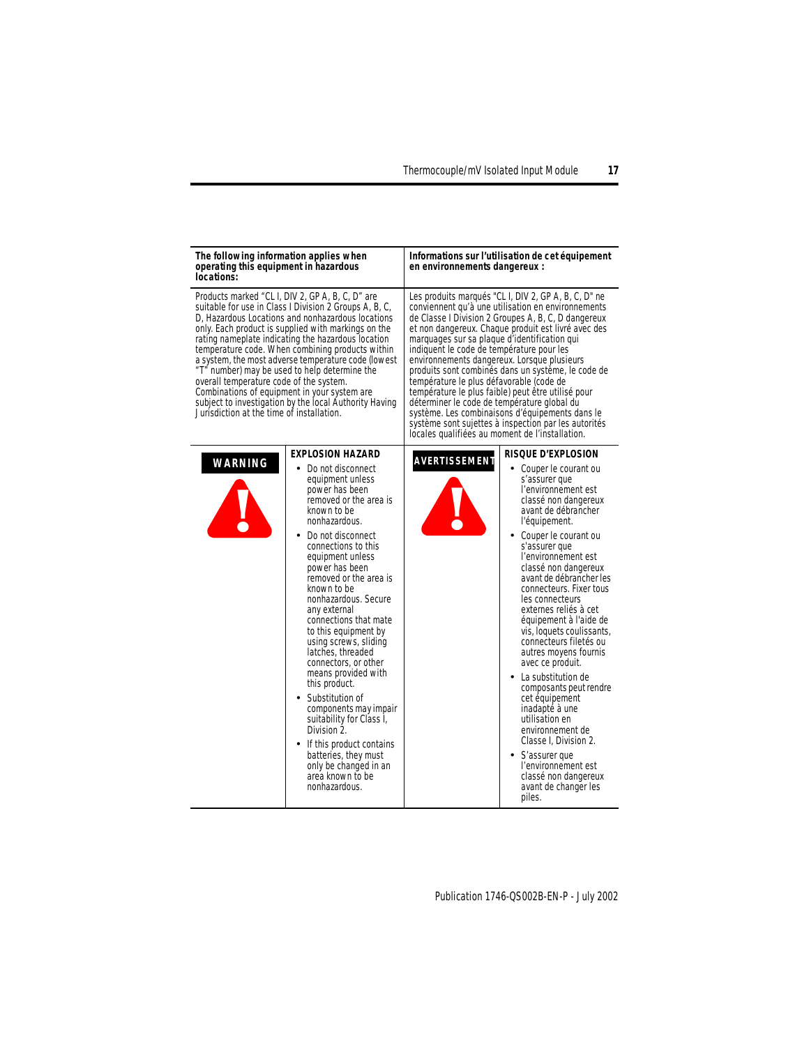| The following information applies when operating this equipment in hazardous locations: | Informations sur l'utilisation de cet équipement en environnements dangereux : |
|---|---|
| Products marked "CL I, DIV 2, GP A, B, C, D" are suitable for use in Class I Division 2 Groups A, B, C, D, Hazardous Locations and nonhazardous locations only. Each product is supplied with markings on the rating nameplate indicating the hazardous location temperature code. When combining products within a system, the most adverse temperature code (lowest "T" number) may be used to help determine the overall temperature code of the system. Combinations of equipment in your system are subject to investigation by the local Authority Having Jurisdiction at the time of installation. | Les produits marqués "CL I, DIV 2, GP A, B, C, D" ne conviennent qu'à une utilisation en environnements de Classe I Division 2 Groupes A, B, C, D dangereux et non dangereux. Chaque produit est livré avec des marquages sur sa plaque d'identification qui indiquent le code de température pour les environnements dangereux. Lorsque plusieurs produits sont combinés dans un système, le code de température le plus défavorable (code de température le plus faible) peut être utilisé pour déterminer le code de température global du système. Les combinaisons d'équipements dans le système sont sujettes à inspection par les autorités locales qualifiées au moment de l'installation. |

**WARNING**

**EXPLOSION HAZARD**

- Do not disconnect equipment unless power has been removed or the area is known to be nonhazardous.
- Do not disconnect connections to this equipment unless power has been removed or the area is known to be nonhazardous. Secure any external connections that mate to this equipment by using screws, sliding latches, threaded connectors, or other means provided with this product.
- Substitution of components may impair suitability for Class I, Division 2.
- If this product contains batteries, they must only be changed in an area known to be nonhazardous.

**AVERTISSEMENT**

**RISQUE D'EXPLOSION**

- Couper le courant ou s'assurer que l'environnement est classé non dangereux avant de débrancher l'équipement.
- Couper le courant ou s'assurer que l'environnement est classé non dangereux avant de débrancher les connecteurs. Fixer tous les connecteurs externes reliés à cet équipement à l'aide de vis, loquets coulissants, connecteurs filetés ou autres moyens fournis avec ce produit.
- La substitution de composants peut rendre cet équipement inadapté à une utilisation en environnement de Classe I, Division 2.
- S'assurer que l'environnement est classé non dangereux avant de changer les piles.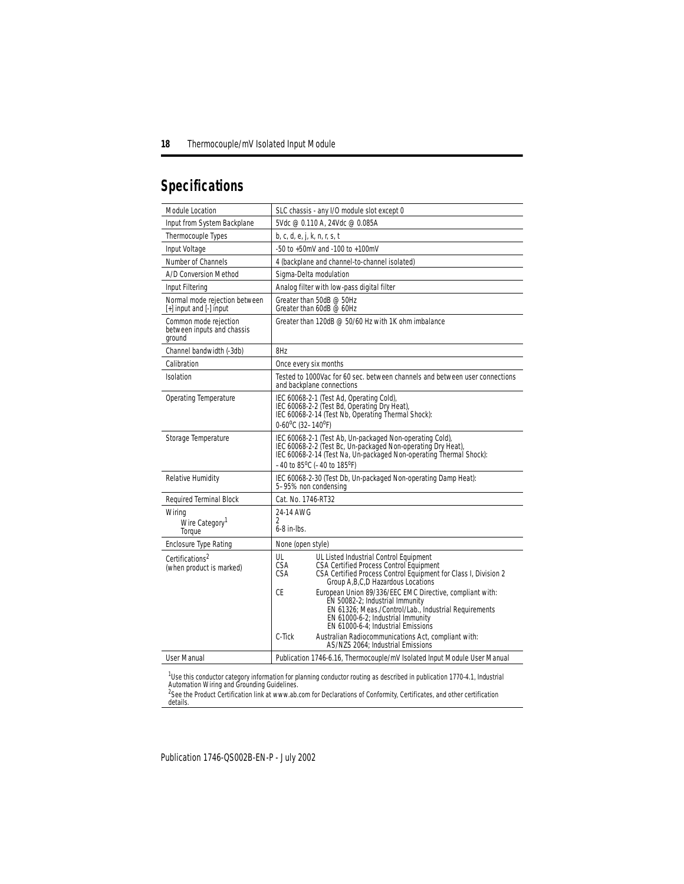## Specifications

| | |
|---|---|
| Module Location | SLC chassis - any I/O module slot except 0 |
| Input from System Backplane | 5Vdc @ 0.110 A, 24Vdc @ 0.085A |
| Thermocouple Types | b, c, d, e, j, k, n, r, s, t |
| Input Voltage | -50 to +50mV and -100 to +100mV |
| Number of Channels | 4 (backplane and channel-to-channel isolated) |
| A/D Conversion Method | Sigma-Delta modulation |
| Input Filtering | Analog filter with low-pass digital filter |
| Normal mode rejection between [+] input and [-] input | Greater than 50dB @ 50Hz<br>Greater than 60dB @ 60Hz |
| Common mode rejection between inputs and chassis ground | Greater than 120dB @ 50/60 Hz with 1K ohm imbalance |
| Channel bandwidth (-3db) | 8Hz |
| Calibration | Once every six months |
| Isolation | Tested to 1000Vac for 60 sec. between channels and between user connections and backplane connections |
| Operating Temperature | IEC 60068-2-1 (Test Ad, Operating Cold),<br>IEC 60068-2-2 (Test Bd, Operating Dry Heat),<br>IEC 60068-2-14 (Test Nb, Operating Thermal Shock):<br>0-60°C (32–140°F) |
| Storage Temperature | IEC 60068-2-1 (Test Ab, Un-packaged Non-operating Cold),<br>IEC 60068-2-2 (Test Bc, Un-packaged Non-operating Dry Heat),<br>IEC 60068-2-14 (Test Na, Un-packaged Non-operating Thermal Shock):<br>–40 to 85°C (–40 to 185°F) |
| Relative Humidity | IEC 60068-2-30 (Test Db, Un-packaged Non-operating Damp Heat):<br>5–95% non condensing |
| Required Terminal Block | Cat. No. 1746-RT32 |
| Wiring<br>Wire Category[1]<br>Torque | 24-14 AWG<br>2<br>6-8 in-lbs. |
| Enclosure Type Rating | None (open style) |
| Certifications[2]<br>(when product is marked) | UL — UL Listed Industrial Control Equipment<br>CSA — CSA Certified Process Control Equipment<br>CSA — CSA Certified Process Control Equipment for Class I, Division 2 Group A,B,C,D Hazardous Locations<br>CE — European Union 89/336/EEC EMC Directive, compliant with: EN 50082-2; Industrial Immunity; EN 61326; Meas./Control/Lab., Industrial Requirements; EN 61000-6-2; Industrial Immunity; EN 61000-6-4; Industrial Emissions<br>C-Tick — Australian Radiocommunications Act, compliant with: AS/NZS 2064; Industrial Emissions |
| User Manual | Publication 1746-6.16, Thermocouple/mV Isolated Input Module User Manual |

[1] Use this conductor category information for planning conductor routing as described in publication 1770-4.1, Industrial Automation Wiring and Grounding Guidelines.

[2] See the Product Certification link at www.ab.com for Declarations of Conformity, Certificates, and other certification details.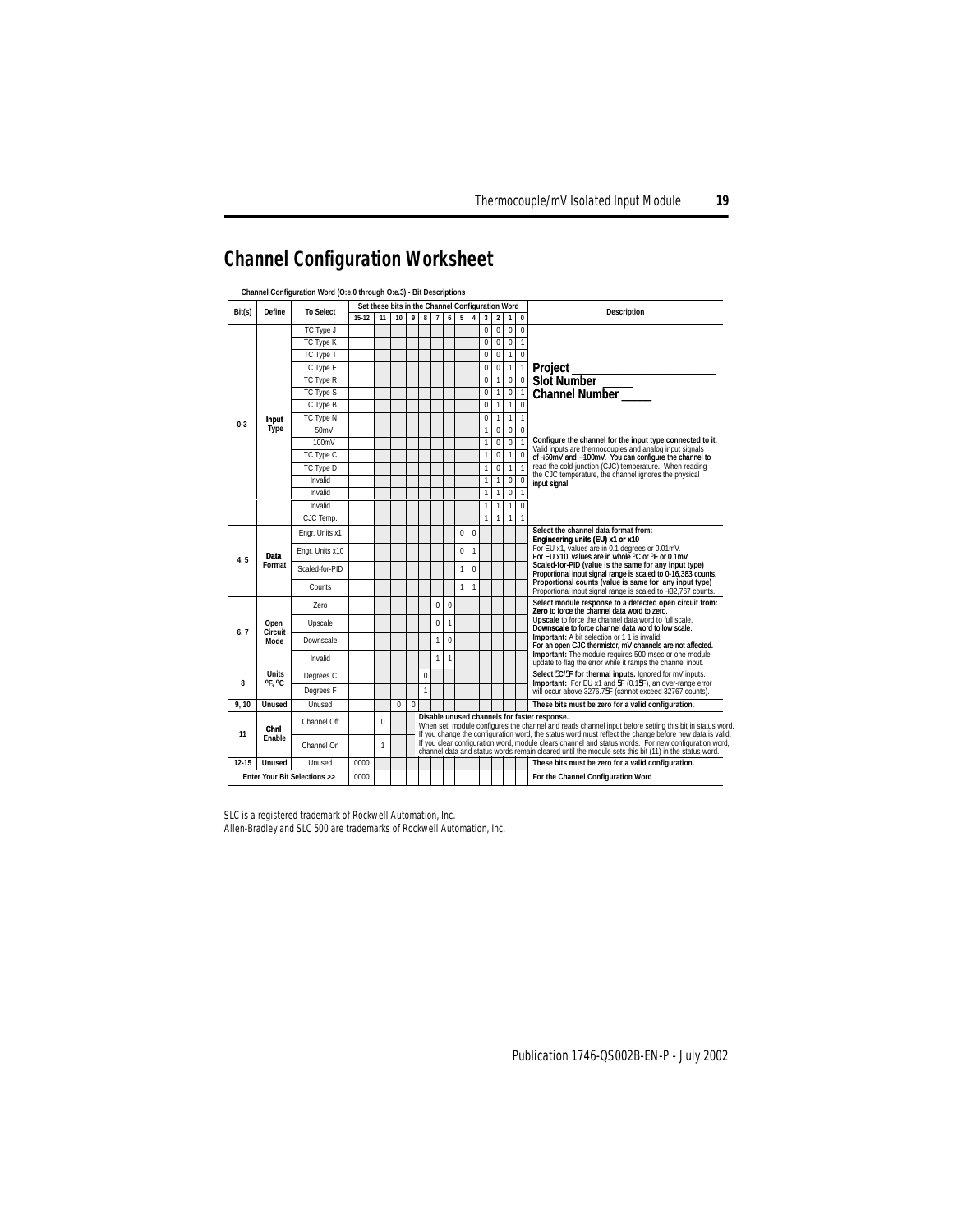# Channel Configuration Worksheet

**Channel Configuration Word (O:e.0 through O:e.3) - Bit Descriptions**

| Bit(s) | Define | To Select | Set these bits in the Channel Configuration Word | | | | | | | | | | | | | Description |
|---|---|---|---|---|---|---|---|---|---|---|---|---|---|---|---|---|
| | | | 15-12 | 11 | 10 | 9 | 8 | 7 | 6 | 5 | 4 | 3 | 2 | 1 | 0 | |
| 0-3 | Input Type | TC Type J | | | | | | | | | | 0 | 0 | 0 | 0 | **Project ______** **Slot Number ____** **Channel Number ____** |
| | | TC Type K | | | | | | | | | | 0 | 0 | 0 | 1 | |
| | | TC Type T | | | | | | | | | | 0 | 0 | 1 | 0 | |
| | | TC Type E | | | | | | | | | | 0 | 0 | 1 | 1 | |
| | | TC Type R | | | | | | | | | | 0 | 1 | 0 | 0 | |
| | | TC Type S | | | | | | | | | | 0 | 1 | 0 | 1 | |
| | | TC Type B | | | | | | | | | | 0 | 1 | 1 | 0 | |
| | | TC Type N | | | | | | | | | | 0 | 1 | 1 | 1 | |
| | | 50mV | | | | | | | | | | 1 | 0 | 0 | 0 | **Configure the channel for the input type connected to it.** Valid inputs are thermocouples and analog input signals **of ±50mV and ±100mV. You can configure the channel to** read the cold-junction (CJC) temperature. When reading the CJC temperature, the channel ignores the physical **input signal**. |
| | | 100mV | | | | | | | | | | 1 | 0 | 0 | 1 | |
| | | TC Type C | | | | | | | | | | 1 | 0 | 1 | 0 | |
| | | TC Type D | | | | | | | | | | 1 | 0 | 1 | 1 | |
| | | Invalid | | | | | | | | | | 1 | 1 | 0 | 0 | |
| | | Invalid | | | | | | | | | | 1 | 1 | 0 | 1 | |
| | | Invalid | | | | | | | | | | 1 | 1 | 1 | 0 | |
| | | CJC Temp. | | | | | | | | | | 1 | 1 | 1 | 1 | |
| 4, 5 | Data Format | Engr. Units x1 | | | | | | | | 0 | 0 | | | | | **Select the channel data format from: Engineering units (EU) x1 or x10** For EU x1, values are in 0.1 degrees or 0.01mV. **For EU x10, values are in whole °C or °F or 0.1mV. Scaled-for-PID (value is the same for any input type) Proportional input signal range is scaled to 0-16,383 counts. Proportional counts (value is same for any input type)** Proportional input signal range is scaled to ±32,767 counts. |
| | | Engr. Units x10 | | | | | | | | 0 | 1 | | | | | |
| | | Scaled-for-PID | | | | | | | | 1 | 0 | | | | | |
| | | Counts | | | | | | | | 1 | 1 | | | | | |
| 6, 7 | Open Circuit Mode | Zero | | | | | | 0 | 0 | | | | | | | **Select module response to a detected open circuit from: Zero to force the channel data word to zero.** U**pscale** to force the channel data word to full scale. D**ownscale to force channel data word to low scale. Important:** A bit selection or 1 1 is invalid. **For an open CJC thermistor, mV channels are not affected. Important:** The module requires 500 msec or one module update to flag the error while it ramps the channel input. |
| | | Upscale | | | | | | 0 | 1 | | | | | | | |
| | | Downscale | | | | | | 1 | 0 | | | | | | | |
| | | Invalid | | | | | | 1 | 1 | | | | | | | |
| 8 | Units °F, °C | Degrees C | | | | | 0 | | | | | | | | | **Select °C/°F for thermal inputs.** Ignored for mV inputs. **Important:** For EU x1 and °F (0.1°F), an over-range error will occur above 3276.7°F (cannot exceed 32767 counts). |
| | | Degrees F | | | | | 1 | | | | | | | | | |
| 9, 10 | Unused | Unused | | | 0 | 0 | | | | | | | | | | **These bits must be zero for a valid configuration.** |
| 11 | Chnl Enable | Channel Off | | 0 | | | | | | | | | | | | **Disable unused channels for faster response.** When set, module configures the channel and reads channel input before setting this bit in status word. If you change the configuration word, the status word must reflect the change before new data is valid. If you clear configuration word, module clears channel and status words. For new configuration word, channel data and status words remain cleared until the module sets this bit (11) in the status word. |
| | | Channel On | | 1 | | | | | | | | | | | | |
| 12-15 | Unused | Unused | 0000 | | | | | | | | | | | | | **These bits must be zero for a valid configuration.** |
| Enter Your Bit Selections >> | | | 0000 | | | | | | | | | | | | | **For the Channel Configuration Word** |

SLC is a registered trademark of Rockwell Automation, Inc.
Allen-Bradley and SLC 500 are trademarks of Rockwell Automation, Inc.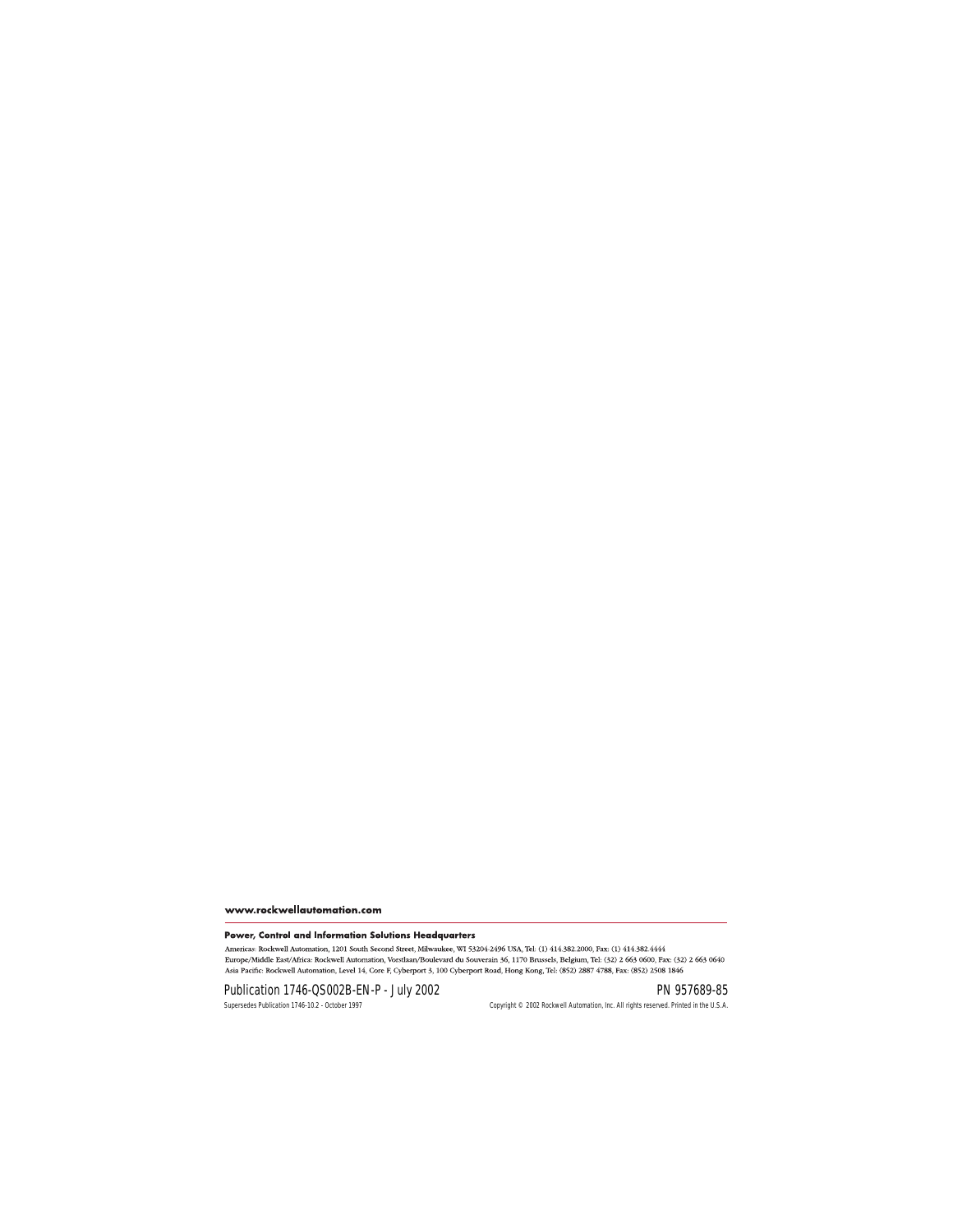**www.rockwellautomation.com**

**Power, Control and Information Solutions Headquarters**

Americas: Rockwell Automation, 1201 South Second Street, Milwaukee, WI 53204-2496 USA, Tel: (1) 414.382.2000, Fax: (1) 414.382.4444
Europe/Middle East/Africa: Rockwell Automation, Vorstlaan/Boulevard du Souverain 36, 1170 Brussels, Belgium, Tel: (32) 2 663 0600, Fax: (32) 2 663 0640
Asia Pacific: Rockwell Automation, Level 14, Core F, Cyberport 3, 100 Cyberport Road, Hong Kong, Tel: (852) 2887 4788, Fax: (852) 2508 1846

Publication 1746-QS002B-EN-P - July 2002 PN 957689-85
Supersedes Publication 1746-10.2 - October 1997 Copyright © 2002 Rockwell Automation, Inc. All rights reserved. Printed in the U.S.A.